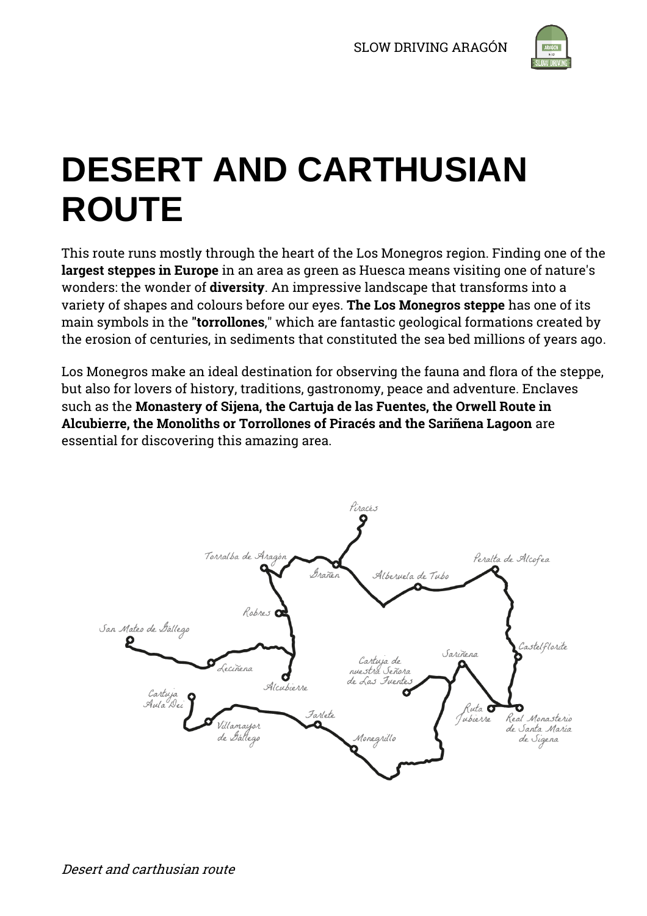# DESERT AND CARTHUSIAN ROUTE

This route runs mostly through the heart of the Los Monegros region. Finding one of the **largest steppes in Europe** in an area as green as Huesca means visiting one of nature's wonders: the wonder of **diversity**. An impressive landscape that transforms into a variety of shapes and colours before our eyes. **The Los Monegros steppe** has one of its main symbols in the **"torrollones**," which are fantastic geological formations created by the erosion of centuries, in sediments that constituted the sea bed millions of years ago.

Los Monegros make an ideal destination for observing the fauna and flora of the steppe, but also for lovers of history, traditions, gastronomy, peace and adventure. Enclaves such as the **Monastery of Sijena, the Cartuja de las Fuentes, the Orwell Route in Alcubierre, the Monoliths or Torrollones of Piracés and the Sariñena Lagoon** are essential for discovering this amazing area.

*Desert and carthusian route*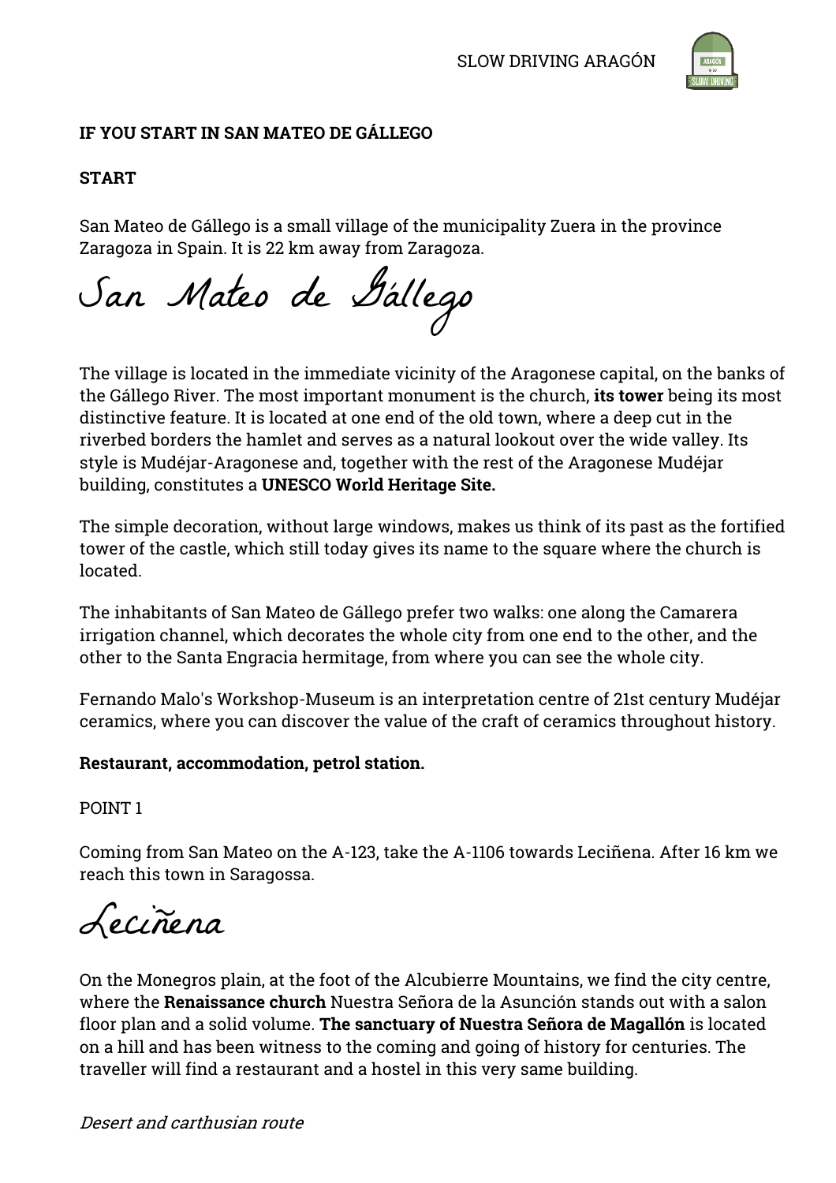**IF YOU START IN SAN MATEO DE GÁLLEGO**

**START**

San Mateo de Gállego is a small village of the municipality Zuera in the province Zaragoza in Spain. It is 22 km away from Zaragoza.

## San Mateo de Gállego

The village is located in the immediate vicinity of the Aragonese capital, on the banks of the Gállego River. The most important monument is the church, **its tower** being its most distinctive feature. It is located at one end of the old town, where a deep cut in the riverbed borders the hamlet and serves as a natural lookout over the wide valley. Its style is Mudéjar-Aragonese and, together with the rest of the Aragonese Mudéjar building, constitutes a **UNESCO World Heritage Site.**

The simple decoration, without large windows, makes us think of its past as the fortified tower of the castle, which still today gives its name to the square where the church is located.

The inhabitants of San Mateo de Gállego prefer two walks: one along the Camarera irrigation channel, which decorates the whole city from one end to the other, and the other to the Santa Engracia hermitage, from where you can see the whole city.

Fernando Malo's Workshop-Museum is an interpretation centre of 21st century Mudéjar ceramics, where you can discover the value of the craft of ceramics throughout history.

**Restaurant, accommodation, petrol station.**

POINT 1

Coming from San Mateo on the A-123, take the A-1106 towards Leciñena. After 16 km we reach this town in Saragossa.

## Leciñena

On the Monegros plain, at the foot of the Alcubierre Mountains, we find the city centre, where the **Renaissance church** Nuestra Señora de la Asunción stands out with a salon floor plan and a solid volume. **The sanctuary of Nuestra Señora de Magallón** is located on a hill and has been witness to the coming and going of history for centuries. The traveller will find a restaurant and a hostel in this very same building.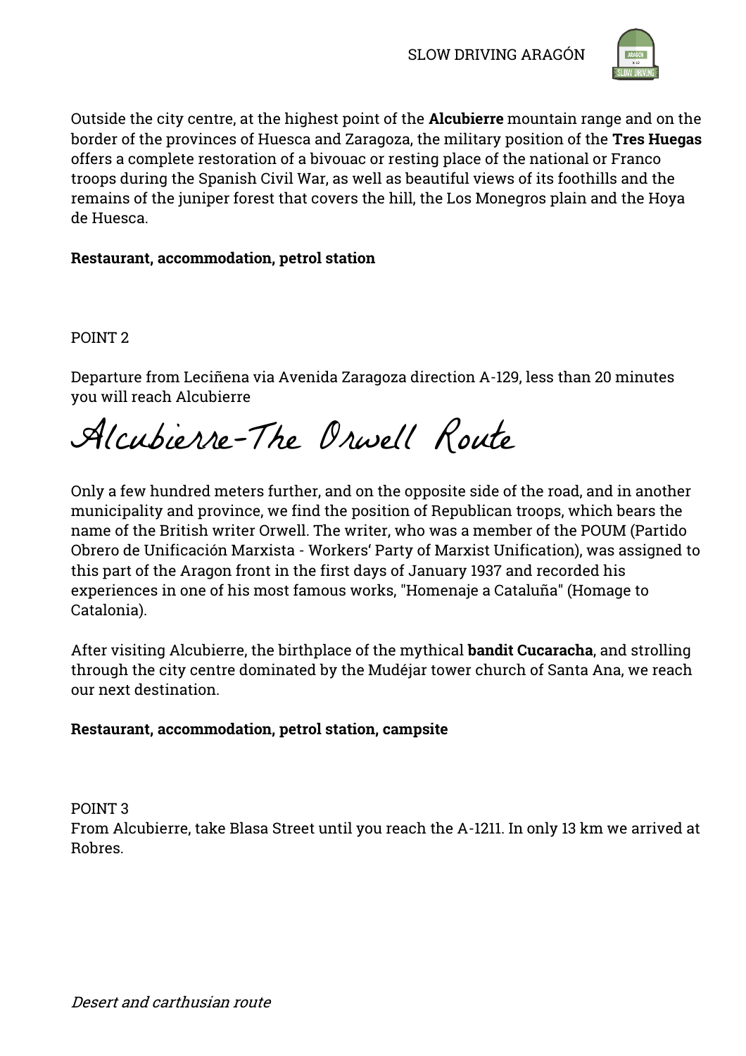Outside the city centre, at the highest point of the **Alcubierre** mountain range and on the border of the provinces of Huesca and Zaragoza, the military position of the **Tres Huegas** offers a complete restoration of a bivouac or resting place of the national or Franco troops during the Spanish Civil War, as well as beautiful views of its foothills and the remains of the juniper forest that covers the hill, the Los Monegros plain and the Hoya de Huesca.

**Restaurant, accommodation, petrol station**

POINT 2

Departure from Leciñena via Avenida Zaragoza direction A-129, less than 20 minutes you will reach Alcubierre

# Alcubierre-The Orwell Route

Only a few hundred meters further, and on the opposite side of the road, and in another municipality and province, we find the position of Republican troops, which bears the name of the British writer Orwell. The writer, who was a member of the POUM (Partido Obrero de Unificación Marxista - Workers' Party of Marxist Unification), was assigned to this part of the Aragon front in the first days of January 1937 and recorded his experiences in one of his most famous works, "Homenaje a Cataluña" (Homage to Catalonia).

After visiting Alcubierre, the birthplace of the mythical **bandit Cucaracha**, and strolling through the city centre dominated by the Mudéjar tower church of Santa Ana, we reach our next destination.

**Restaurant, accommodation, petrol station, campsite**

POINT 3

From Alcubierre, take Blasa Street until you reach the A-1211. In only 13 km we arrived at Robres.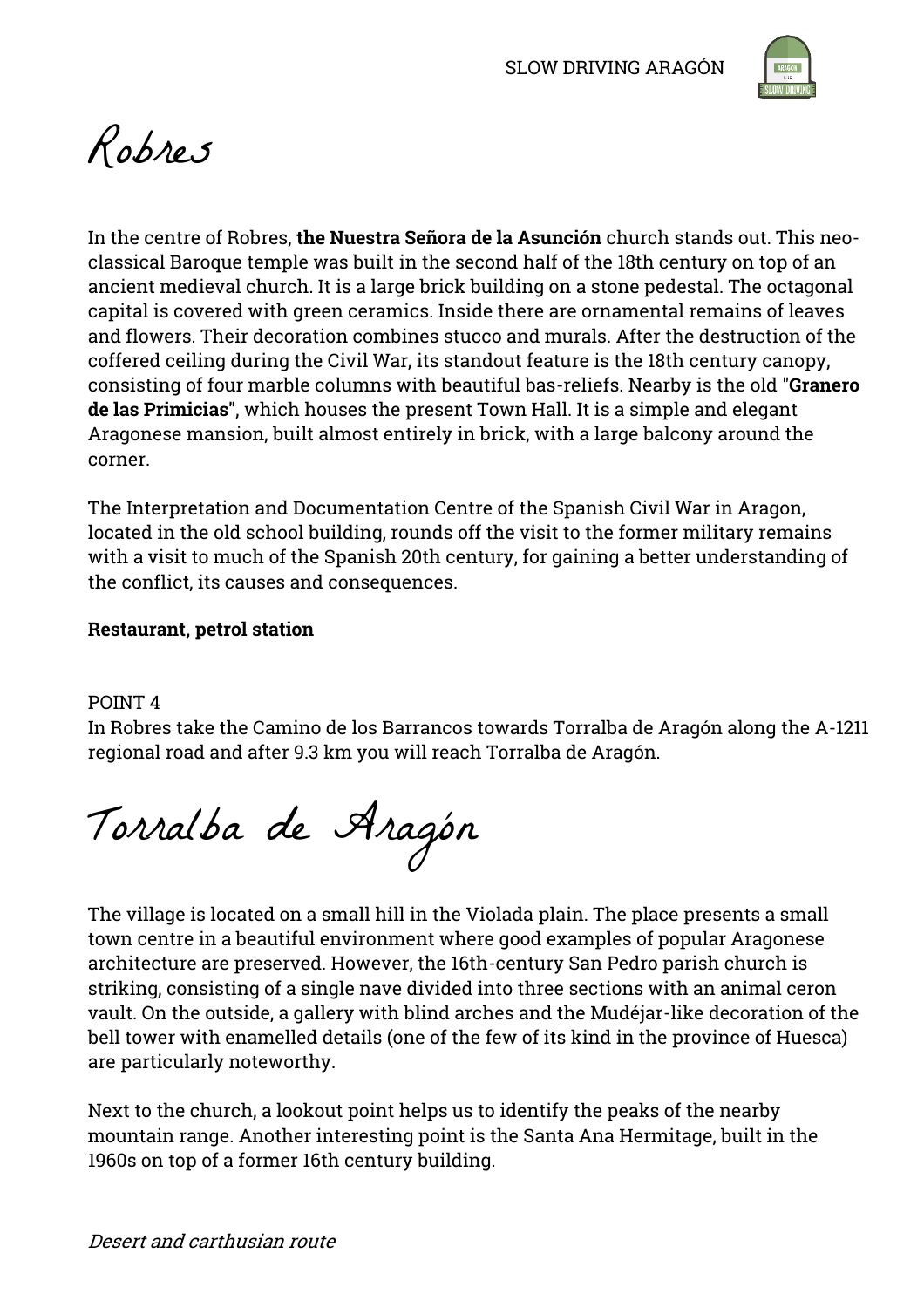# Robres

In the centre of Robres, **the Nuestra Señora de la Asunción** church stands out. This neo-classical Baroque temple was built in the second half of the 18th century on top of an ancient medieval church. It is a large brick building on a stone pedestal. The octagonal capital is covered with green ceramics. Inside there are ornamental remains of leaves and flowers. Their decoration combines stucco and murals. After the destruction of the coffered ceiling during the Civil War, its standout feature is the 18th century canopy, consisting of four marble columns with beautiful bas-reliefs. Nearby is the old "**Granero de las Primicias**", which houses the present Town Hall. It is a simple and elegant Aragonese mansion, built almost entirely in brick, with a large balcony around the corner.

The Interpretation and Documentation Centre of the Spanish Civil War in Aragon, located in the old school building, rounds off the visit to the former military remains with a visit to much of the Spanish 20th century, for gaining a better understanding of the conflict, its causes and consequences.

**Restaurant, petrol station**

POINT 4
In Robres take the Camino de los Barrancos towards Torralba de Aragón along the A-1211 regional road and after 9.3 km you will reach Torralba de Aragón.

# Torralba de Aragón

The village is located on a small hill in the Violada plain. The place presents a small town centre in a beautiful environment where good examples of popular Aragonese architecture are preserved. However, the 16th-century San Pedro parish church is striking, consisting of a single nave divided into three sections with an animal ceron vault. On the outside, a gallery with blind arches and the Mudéjar-like decoration of the bell tower with enamelled details (one of the few of its kind in the province of Huesca) are particularly noteworthy.

Next to the church, a lookout point helps us to identify the peaks of the nearby mountain range. Another interesting point is the Santa Ana Hermitage, built in the 1960s on top of a former 16th century building.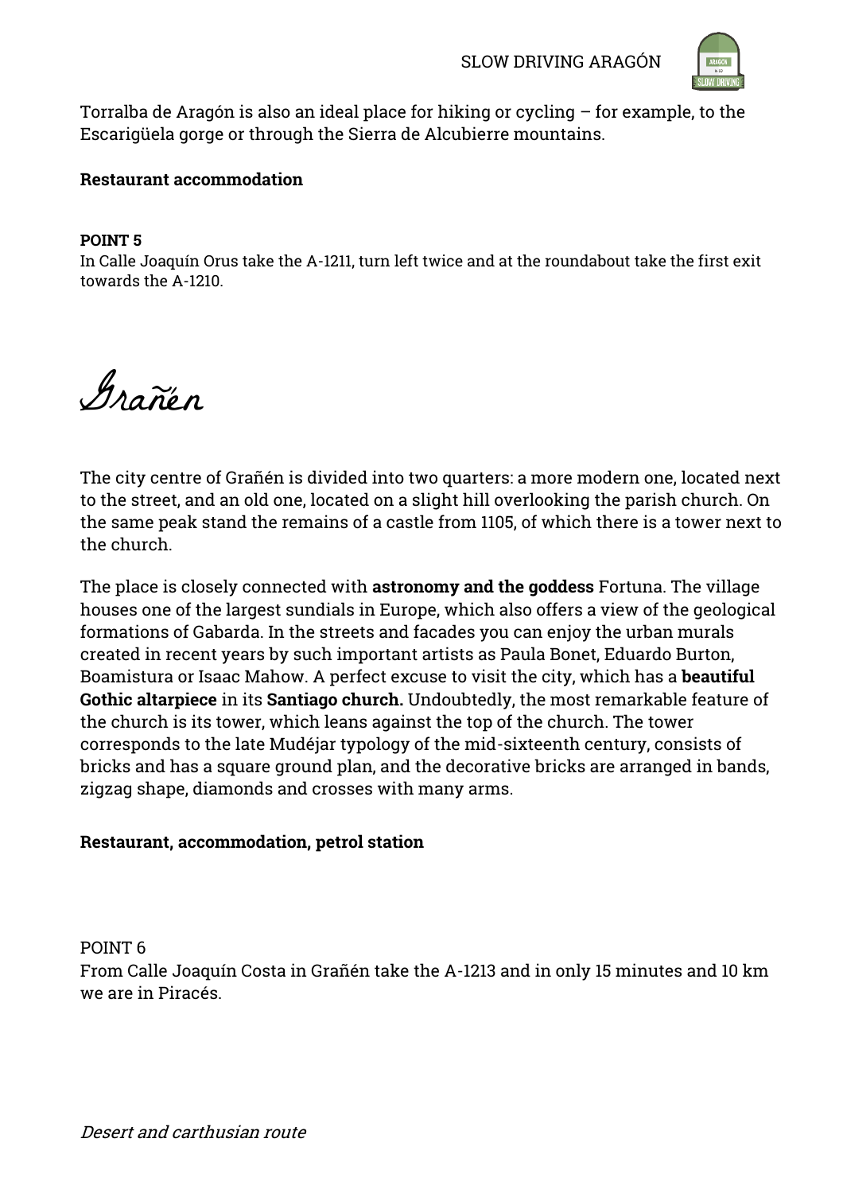Torralba de Aragón is also an ideal place for hiking or cycling – for example, to the Escarigüela gorge or through the Sierra de Alcubierre mountains.

**Restaurant accommodation**

**POINT 5**
In Calle Joaquín Orus take the A-1211, turn left twice and at the roundabout take the first exit towards the A-1210.

# Grañén

The city centre of Grañén is divided into two quarters: a more modern one, located next to the street, and an old one, located on a slight hill overlooking the parish church. On the same peak stand the remains of a castle from 1105, of which there is a tower next to the church.

The place is closely connected with **astronomy and the goddess** Fortuna. The village houses one of the largest sundials in Europe, which also offers a view of the geological formations of Gabarda. In the streets and facades you can enjoy the urban murals created in recent years by such important artists as Paula Bonet, Eduardo Burton, Boamistura or Isaac Mahow. A perfect excuse to visit the city, which has a **beautiful Gothic altarpiece** in its **Santiago church.** Undoubtedly, the most remarkable feature of the church is its tower, which leans against the top of the church. The tower corresponds to the late Mudéjar typology of the mid-sixteenth century, consists of bricks and has a square ground plan, and the decorative bricks are arranged in bands, zigzag shape, diamonds and crosses with many arms.

**Restaurant, accommodation, petrol station**

POINT 6
From Calle Joaquín Costa in Grañén take the A-1213 and in only 15 minutes and 10 km we are in Piracés.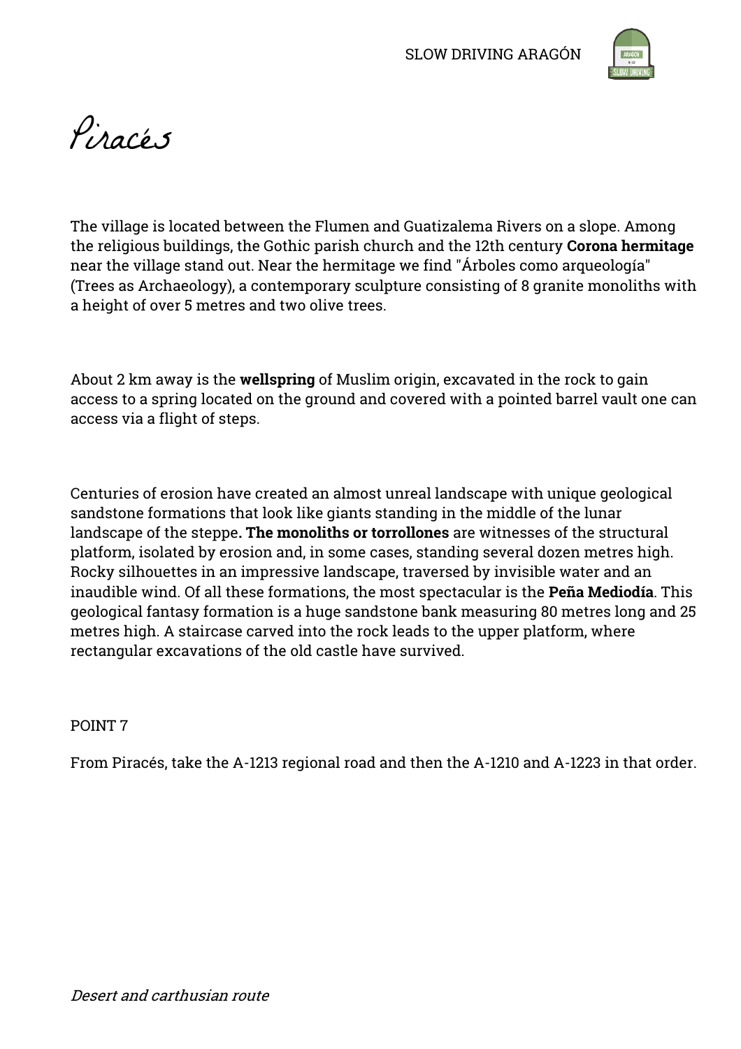# Piracés

The village is located between the Flumen and Guatizalema Rivers on a slope. Among the religious buildings, the Gothic parish church and the 12th century **Corona hermitage** near the village stand out. Near the hermitage we find "Árboles como arqueología" (Trees as Archaeology), a contemporary sculpture consisting of 8 granite monoliths with a height of over 5 metres and two olive trees.

About 2 km away is the **wellspring** of Muslim origin, excavated in the rock to gain access to a spring located on the ground and covered with a pointed barrel vault one can access via a flight of steps.

Centuries of erosion have created an almost unreal landscape with unique geological sandstone formations that look like giants standing in the middle of the lunar landscape of the steppe**. The monoliths or torrollones** are witnesses of the structural platform, isolated by erosion and, in some cases, standing several dozen metres high. Rocky silhouettes in an impressive landscape, traversed by invisible water and an inaudible wind. Of all these formations, the most spectacular is the **Peña Mediodía**. This geological fantasy formation is a huge sandstone bank measuring 80 metres long and 25 metres high. A staircase carved into the rock leads to the upper platform, where rectangular excavations of the old castle have survived.

POINT 7

From Piracés, take the A-1213 regional road and then the A-1210 and A-1223 in that order.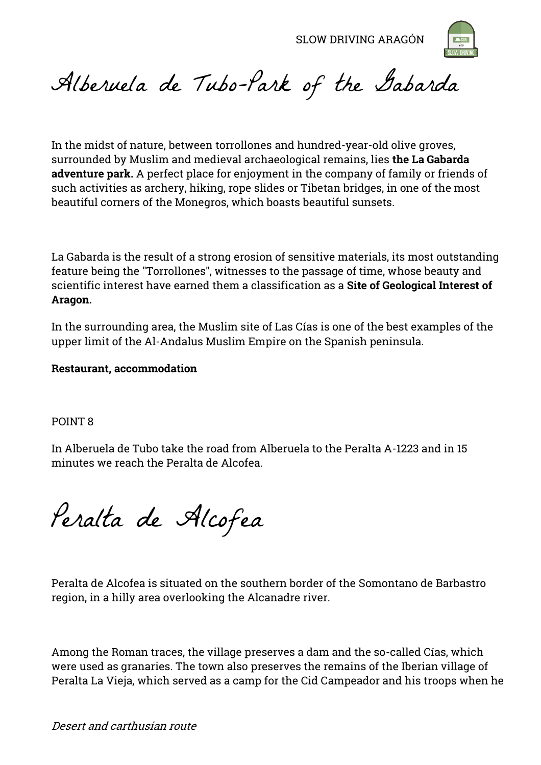# Alberuela de Tubo-Park of the Gabarda

In the midst of nature, between torrollones and hundred-year-old olive groves, surrounded by Muslim and medieval archaeological remains, lies **the La Gabarda adventure park.** A perfect place for enjoyment in the company of family or friends of such activities as archery, hiking, rope slides or Tibetan bridges, in one of the most beautiful corners of the Monegros, which boasts beautiful sunsets.

La Gabarda is the result of a strong erosion of sensitive materials, its most outstanding feature being the "Torrollones", witnesses to the passage of time, whose beauty and scientific interest have earned them a classification as a **Site of Geological Interest of Aragon.**

In the surrounding area, the Muslim site of Las Cías is one of the best examples of the upper limit of the Al-Andalus Muslim Empire on the Spanish peninsula.

**Restaurant, accommodation**

POINT 8

In Alberuela de Tubo take the road from Alberuela to the Peralta A-1223 and in 15 minutes we reach the Peralta de Alcofea.

# Peralta de Alcofea

Peralta de Alcofea is situated on the southern border of the Somontano de Barbastro region, in a hilly area overlooking the Alcanadre river.

Among the Roman traces, the village preserves a dam and the so-called Cías, which were used as granaries. The town also preserves the remains of the Iberian village of Peralta La Vieja, which served as a camp for the Cid Campeador and his troops when he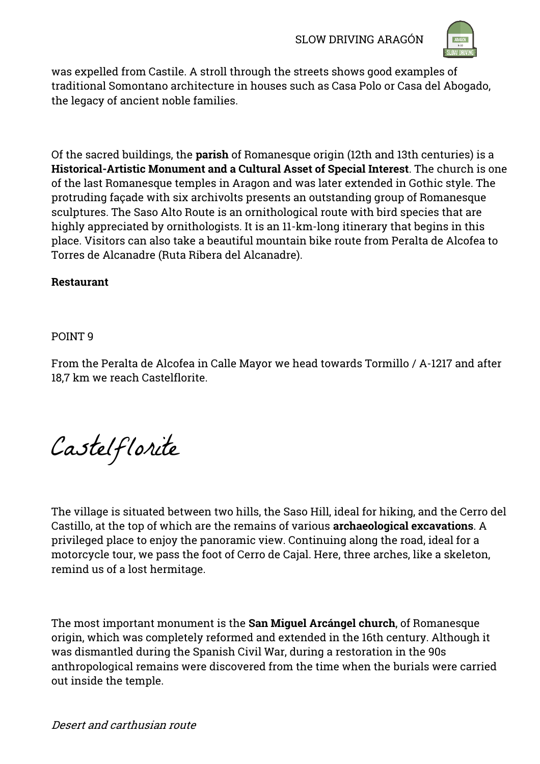was expelled from Castile. A stroll through the streets shows good examples of traditional Somontano architecture in houses such as Casa Polo or Casa del Abogado, the legacy of ancient noble families.

Of the sacred buildings, the **parish** of Romanesque origin (12th and 13th centuries) is a **Historical-Artistic Monument and a Cultural Asset of Special Interest**. The church is one of the last Romanesque temples in Aragon and was later extended in Gothic style. The protruding façade with six archivolts presents an outstanding group of Romanesque sculptures. The Saso Alto Route is an ornithological route with bird species that are highly appreciated by ornithologists. It is an 11-km-long itinerary that begins in this place. Visitors can also take a beautiful mountain bike route from Peralta de Alcofea to Torres de Alcanadre (Ruta Ribera del Alcanadre).

**Restaurant**

POINT 9

From the Peralta de Alcofea in Calle Mayor we head towards Tormillo / A-1217 and after 18,7 km we reach Castelflorite.

# Castelflorite

The village is situated between two hills, the Saso Hill, ideal for hiking, and the Cerro del Castillo, at the top of which are the remains of various **archaeological excavations**. A privileged place to enjoy the panoramic view. Continuing along the road, ideal for a motorcycle tour, we pass the foot of Cerro de Cajal. Here, three arches, like a skeleton, remind us of a lost hermitage.

The most important monument is the **San Miguel Arcángel church**, of Romanesque origin, which was completely reformed and extended in the 16th century. Although it was dismantled during the Spanish Civil War, during a restoration in the 90s anthropological remains were discovered from the time when the burials were carried out inside the temple.

*Desert and carthusian route*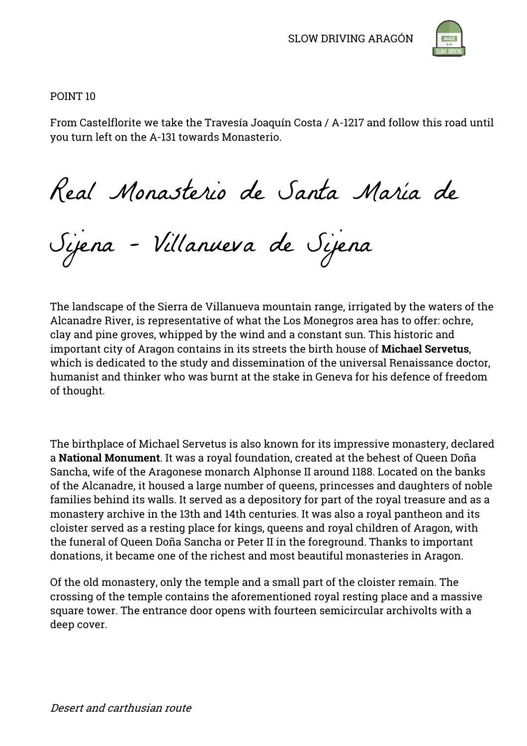POINT 10

From Castelflorite we take the Travesía Joaquín Costa / A-1217 and follow this road until you turn left on the A-131 towards Monasterio.

# Real Monasterio de Santa María de Sijena - Villanueva de Sijena

The landscape of the Sierra de Villanueva mountain range, irrigated by the waters of the Alcanadre River, is representative of what the Los Monegros area has to offer: ochre, clay and pine groves, whipped by the wind and a constant sun. This historic and important city of Aragon contains in its streets the birth house of **Michael Servetus**, which is dedicated to the study and dissemination of the universal Renaissance doctor, humanist and thinker who was burnt at the stake in Geneva for his defence of freedom of thought.

The birthplace of Michael Servetus is also known for its impressive monastery, declared a **National Monument**. It was a royal foundation, created at the behest of Queen Doña Sancha, wife of the Aragonese monarch Alphonse II around 1188. Located on the banks of the Alcanadre, it housed a large number of queens, princesses and daughters of noble families behind its walls. It served as a depository for part of the royal treasure and as a monastery archive in the 13th and 14th centuries. It was also a royal pantheon and its cloister served as a resting place for kings, queens and royal children of Aragon, with the funeral of Queen Doña Sancha or Peter II in the foreground. Thanks to important donations, it became one of the richest and most beautiful monasteries in Aragon.

Of the old monastery, only the temple and a small part of the cloister remain. The crossing of the temple contains the aforementioned royal resting place and a massive square tower. The entrance door opens with fourteen semicircular archivolts with a deep cover.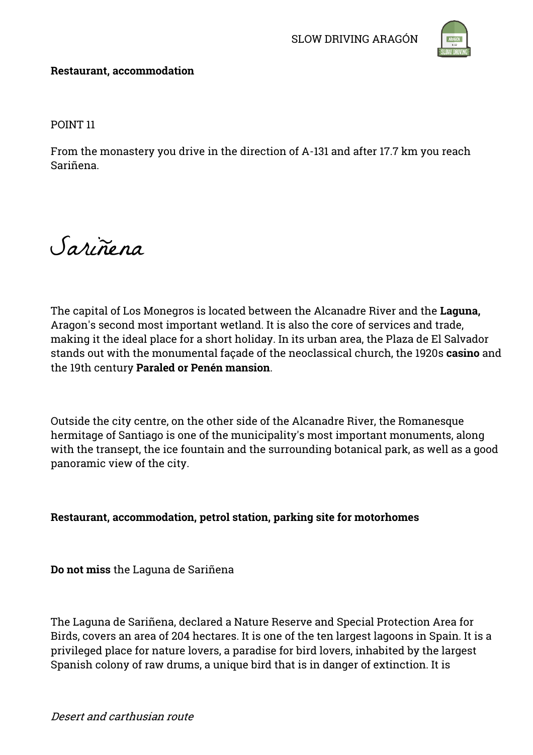**Restaurant, accommodation**

POINT 11

From the monastery you drive in the direction of A-131 and after 17.7 km you reach Sariñena.

# Sariñena

The capital of Los Monegros is located between the Alcanadre River and the **Laguna,** Aragon's second most important wetland. It is also the core of services and trade, making it the ideal place for a short holiday. In its urban area, the Plaza de El Salvador stands out with the monumental façade of the neoclassical church, the 1920s **casino** and the 19th century **Paraled or Penén mansion**.

Outside the city centre, on the other side of the Alcanadre River, the Romanesque hermitage of Santiago is one of the municipality's most important monuments, along with the transept, the ice fountain and the surrounding botanical park, as well as a good panoramic view of the city.

**Restaurant, accommodation, petrol station, parking site for motorhomes**

**Do not miss** the Laguna de Sariñena

The Laguna de Sariñena, declared a Nature Reserve and Special Protection Area for Birds, covers an area of 204 hectares. It is one of the ten largest lagoons in Spain. It is a privileged place for nature lovers, a paradise for bird lovers, inhabited by the largest Spanish colony of raw drums, a unique bird that is in danger of extinction. It is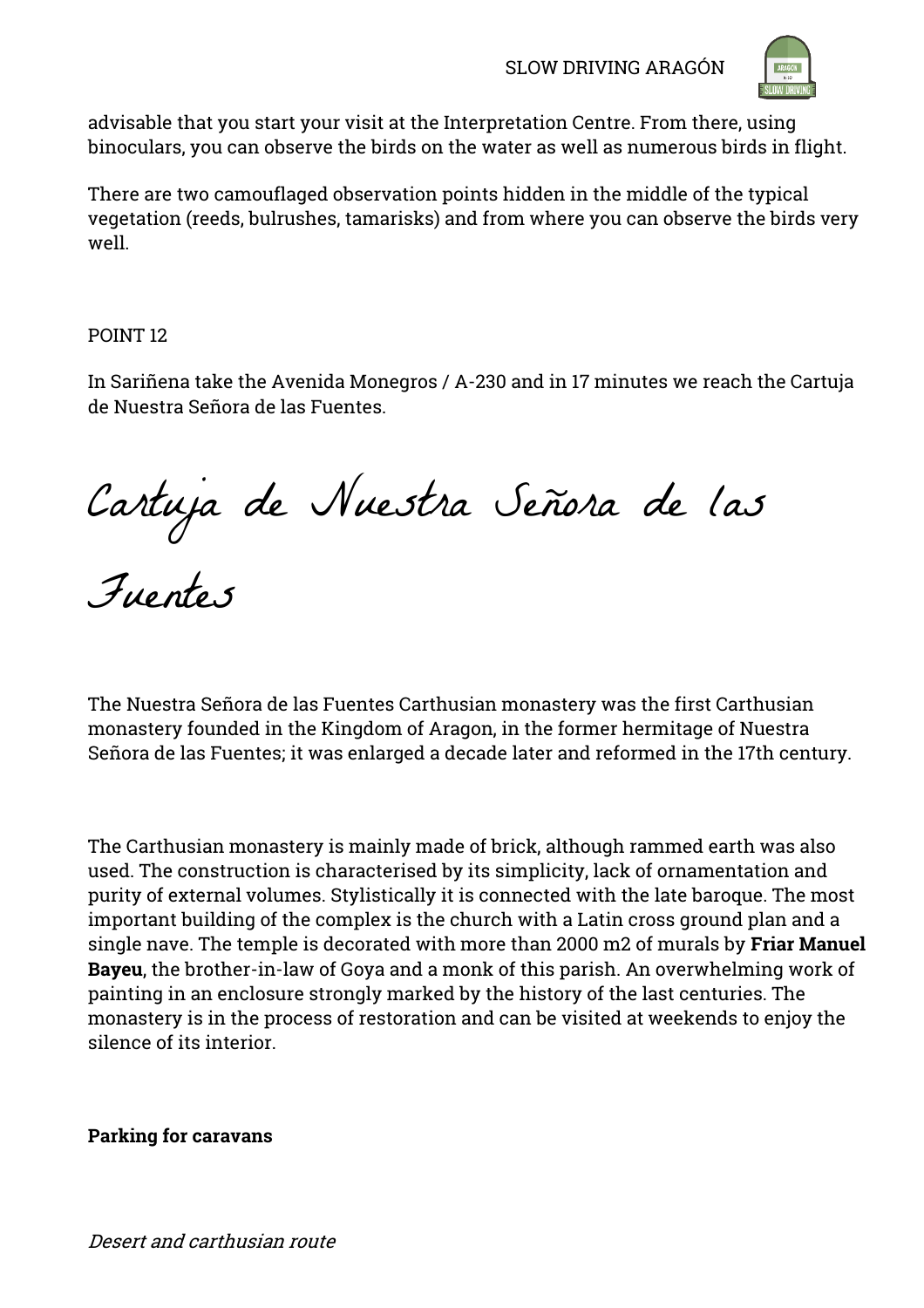advisable that you start your visit at the Interpretation Centre. From there, using binoculars, you can observe the birds on the water as well as numerous birds in flight.

There are two camouflaged observation points hidden in the middle of the typical vegetation (reeds, bulrushes, tamarisks) and from where you can observe the birds very well.

POINT 12

In Sariñena take the Avenida Monegros / A-230 and in 17 minutes we reach the Cartuja de Nuestra Señora de las Fuentes.

# Cartuja de Nuestra Señora de las Fuentes

The Nuestra Señora de las Fuentes Carthusian monastery was the first Carthusian monastery founded in the Kingdom of Aragon, in the former hermitage of Nuestra Señora de las Fuentes; it was enlarged a decade later and reformed in the 17th century.

The Carthusian monastery is mainly made of brick, although rammed earth was also used. The construction is characterised by its simplicity, lack of ornamentation and purity of external volumes. Stylistically it is connected with the late baroque. The most important building of the complex is the church with a Latin cross ground plan and a single nave. The temple is decorated with more than 2000 m2 of murals by **Friar Manuel Bayeu**, the brother-in-law of Goya and a monk of this parish. An overwhelming work of painting in an enclosure strongly marked by the history of the last centuries. The monastery is in the process of restoration and can be visited at weekends to enjoy the silence of its interior.

**Parking for caravans**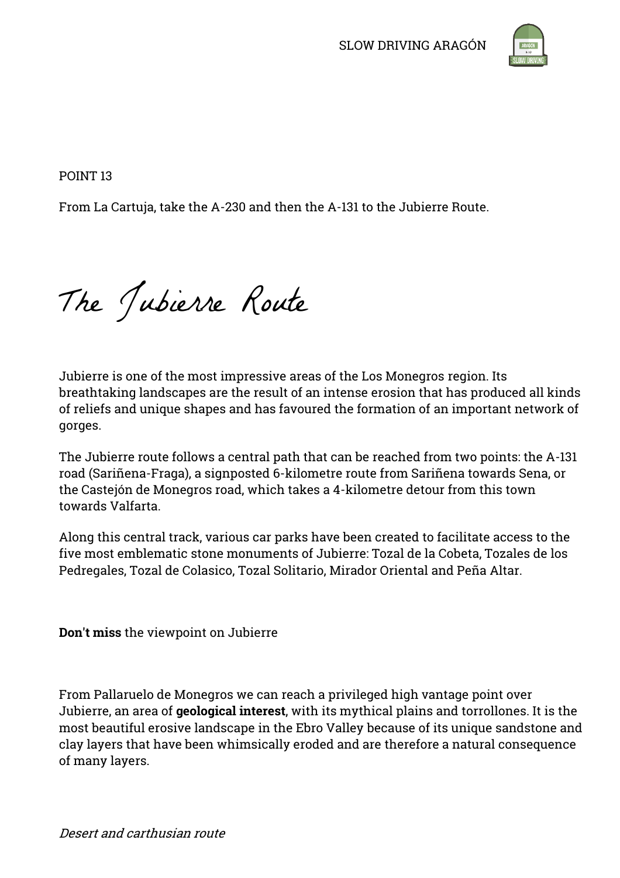POINT 13

From La Cartuja, take the A-230 and then the A-131 to the Jubierre Route.

# The Jubierre Route

Jubierre is one of the most impressive areas of the Los Monegros region. Its breathtaking landscapes are the result of an intense erosion that has produced all kinds of reliefs and unique shapes and has favoured the formation of an important network of gorges.

The Jubierre route follows a central path that can be reached from two points: the A-131 road (Sariñena-Fraga), a signposted 6-kilometre route from Sariñena towards Sena, or the Castejón de Monegros road, which takes a 4-kilometre detour from this town towards Valfarta.

Along this central track, various car parks have been created to facilitate access to the five most emblematic stone monuments of Jubierre: Tozal de la Cobeta, Tozales de los Pedregales, Tozal de Colasico, Tozal Solitario, Mirador Oriental and Peña Altar.

**Don't miss** the viewpoint on Jubierre

From Pallaruelo de Monegros we can reach a privileged high vantage point over Jubierre, an area of **geological interest**, with its mythical plains and torrollones. It is the most beautiful erosive landscape in the Ebro Valley because of its unique sandstone and clay layers that have been whimsically eroded and are therefore a natural consequence of many layers.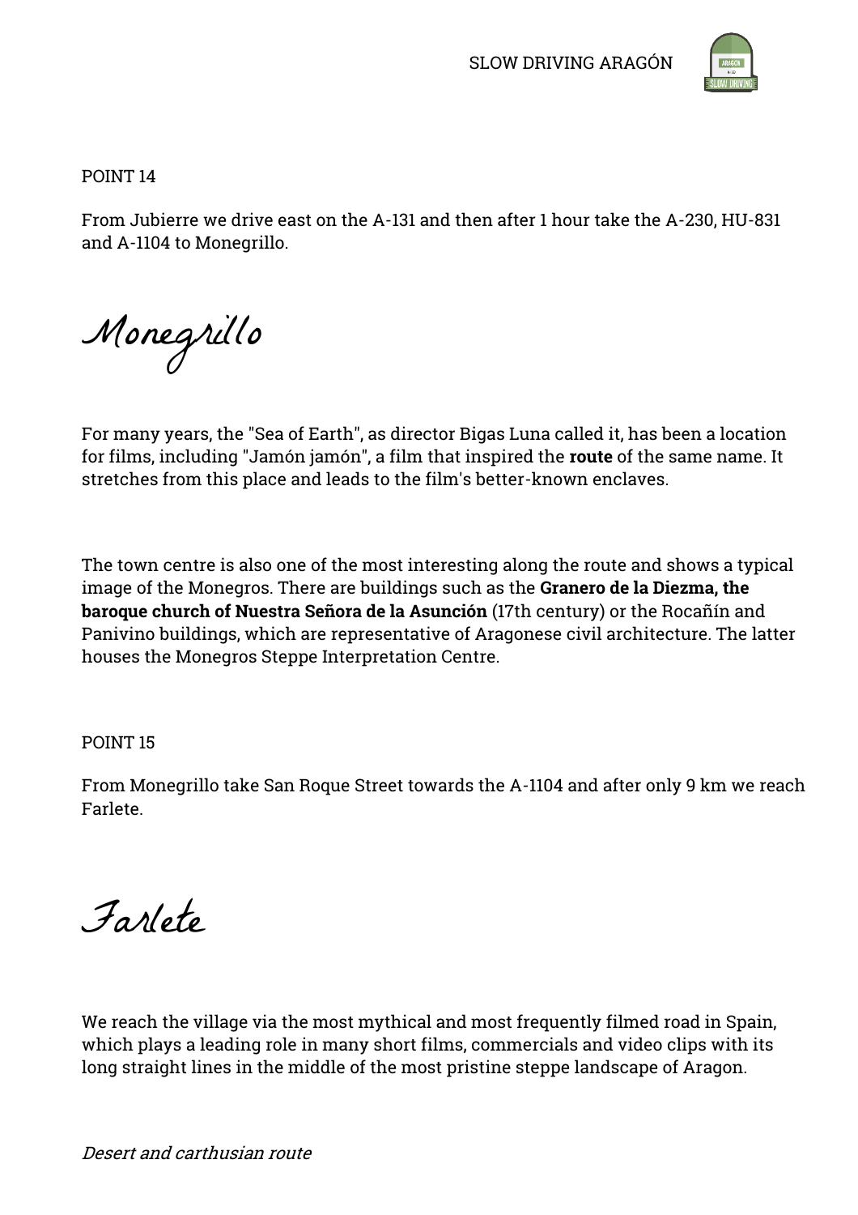POINT 14

From Jubierre we drive east on the A-131 and then after 1 hour take the A-230, HU-831 and A-1104 to Monegrillo.

# Monegrillo

For many years, the "Sea of Earth", as director Bigas Luna called it, has been a location for films, including "Jamón jamón", a film that inspired the **route** of the same name. It stretches from this place and leads to the film's better-known enclaves.

The town centre is also one of the most interesting along the route and shows a typical image of the Monegros. There are buildings such as the **Granero de la Diezma, the baroque church of Nuestra Señora de la Asunción** (17th century) or the Rocañín and Panivino buildings, which are representative of Aragonese civil architecture. The latter houses the Monegros Steppe Interpretation Centre.

POINT 15

From Monegrillo take San Roque Street towards the A-1104 and after only 9 km we reach Farlete.

# Farlete

We reach the village via the most mythical and most frequently filmed road in Spain, which plays a leading role in many short films, commercials and video clips with its long straight lines in the middle of the most pristine steppe landscape of Aragon.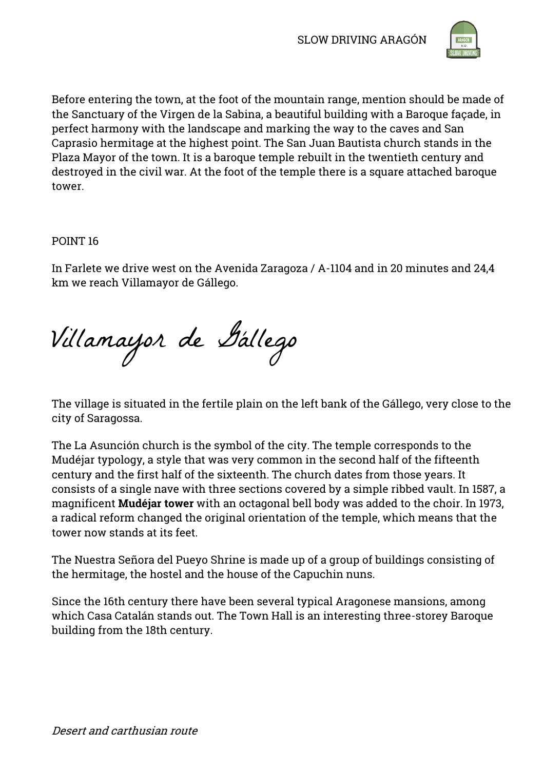Before entering the town, at the foot of the mountain range, mention should be made of the Sanctuary of the Virgen de la Sabina, a beautiful building with a Baroque façade, in perfect harmony with the landscape and marking the way to the caves and San Caprasio hermitage at the highest point. The San Juan Bautista church stands in the Plaza Mayor of the town. It is a baroque temple rebuilt in the twentieth century and destroyed in the civil war. At the foot of the temple there is a square attached baroque tower.

POINT 16

In Farlete we drive west on the Avenida Zaragoza / A-1104 and in 20 minutes and 24,4 km we reach Villamayor de Gállego.

## Villamayor de Gállego

The village is situated in the fertile plain on the left bank of the Gállego, very close to the city of Saragossa.

The La Asunción church is the symbol of the city. The temple corresponds to the Mudéjar typology, a style that was very common in the second half of the fifteenth century and the first half of the sixteenth. The church dates from those years. It consists of a single nave with three sections covered by a simple ribbed vault. In 1587, a magnificent **Mudéjar tower** with an octagonal bell body was added to the choir. In 1973, a radical reform changed the original orientation of the temple, which means that the tower now stands at its feet.

The Nuestra Señora del Pueyo Shrine is made up of a group of buildings consisting of the hermitage, the hostel and the house of the Capuchin nuns.

Since the 16th century there have been several typical Aragonese mansions, among which Casa Catalán stands out. The Town Hall is an interesting three-storey Baroque building from the 18th century.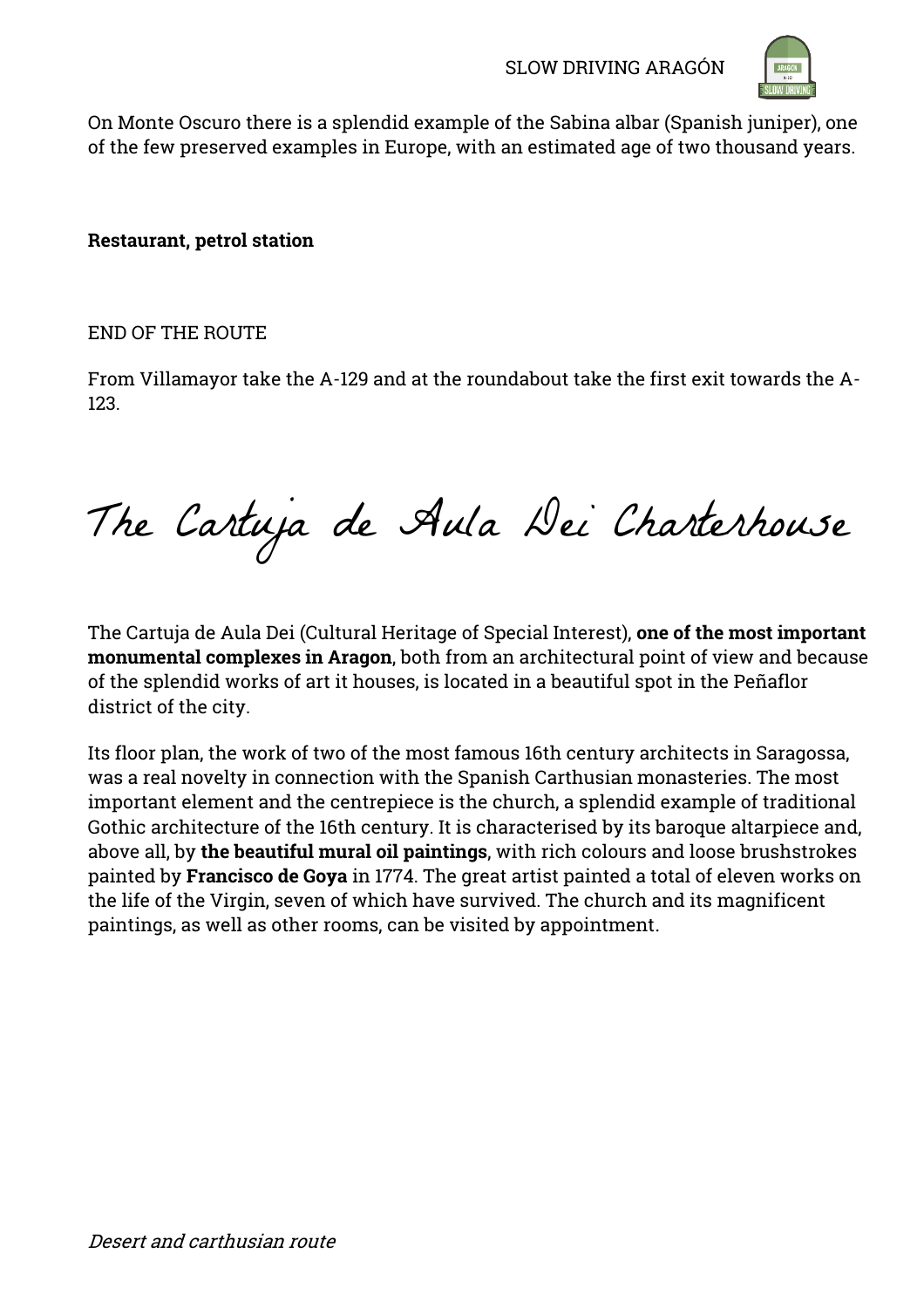On Monte Oscuro there is a splendid example of the Sabina albar (Spanish juniper), one of the few preserved examples in Europe, with an estimated age of two thousand years.

**Restaurant, petrol station**

END OF THE ROUTE

From Villamayor take the A-129 and at the roundabout take the first exit towards the A-123.

# The Cartuja de Aula Dei Charterhouse

The Cartuja de Aula Dei (Cultural Heritage of Special Interest), **one of the most important monumental complexes in Aragon**, both from an architectural point of view and because of the splendid works of art it houses, is located in a beautiful spot in the Peñaflor district of the city.

Its floor plan, the work of two of the most famous 16th century architects in Saragossa, was a real novelty in connection with the Spanish Carthusian monasteries. The most important element and the centrepiece is the church, a splendid example of traditional Gothic architecture of the 16th century. It is characterised by its baroque altarpiece and, above all, by **the beautiful mural oil paintings**, with rich colours and loose brushstrokes painted by **Francisco de Goya** in 1774. The great artist painted a total of eleven works on the life of the Virgin, seven of which have survived. The church and its magnificent paintings, as well as other rooms, can be visited by appointment.